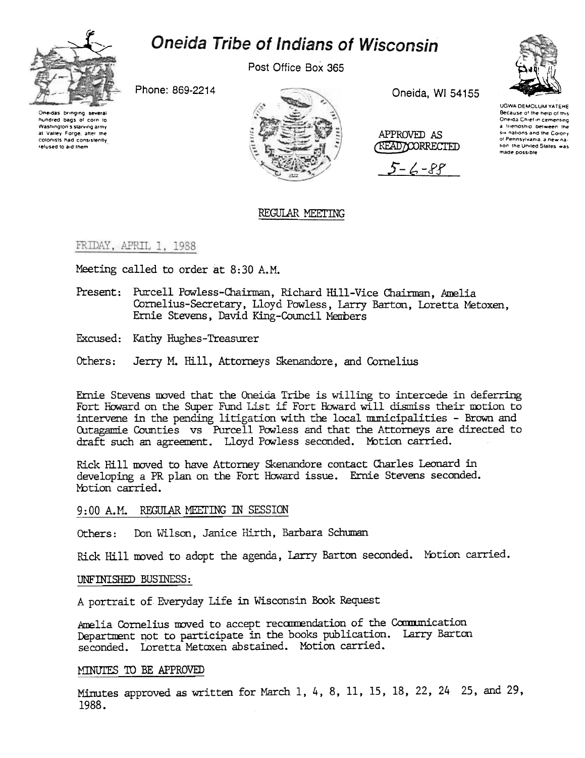# Oneida Tribe of Indians of Wisconsin

Post Office Box 365

Phone: 869-2214

Oneida, WI 54155

Oneidas bringing several hundred bags of corn to Washington's starving army at Valley Forge, after the colonists had consistently refused to aid them

UGWA DEMOLUM YATEHE
Because of the help of this Oneida Chief in cementing a friendship between the six nations and the Colony of Pennsylvania, a new nation the United States was made possible

APPROVED AS READ/CORRECTED
5-6-88

## REGULAR MEETING

FRIDAY, APRIL 1, 1988

Meeting called to order at 8:30 A.M.

Present: Purcell Powless-Chairman, Richard Hill-Vice Chairman, Amelia Cornelius-Secretary, Lloyd Powless, Larry Barton, Loretta Metoxen, Ernie Stevens, David King-Council Members

Excused: Kathy Hughes-Treasurer

Others: Jerry M. Hill, Attorneys Skenandore, and Cornelius

Ernie Stevens moved that the Oneida Tribe is willing to intercede in deferring Fort Howard on the Super Fund List if Fort Howard will dismiss their motion to intervene in the pending litigation with the local municipalities - Brown and Outagamie Counties vs Purcell Powless and that the Attorneys are directed to draft such an agreement. Lloyd Powless seconded. Motion carried.

Rick Hill moved to have Attorney Skenandore contact Charles Leonard in developing a PR plan on the Fort Howard issue. Ernie Stevens seconded. Motion carried.

9:00 A.M. REGULAR MEETING IN SESSION

Others: Don Wilson, Janice Hirth, Barbara Schuman

Rick Hill moved to adopt the agenda, Larry Barton seconded. Motion carried.

UNFINISHED BUSINESS:

A portrait of Everyday Life in Wisconsin Book Request

Amelia Cornelius moved to accept recommendation of the Communication Department not to participate in the books publication. Larry Barton seconded. Loretta Metoxen abstained. Motion carried.

MINUTES TO BE APPROVED

Minutes approved as written for March 1, 4, 8, 11, 15, 18, 22, 24 25, and 29, 1988.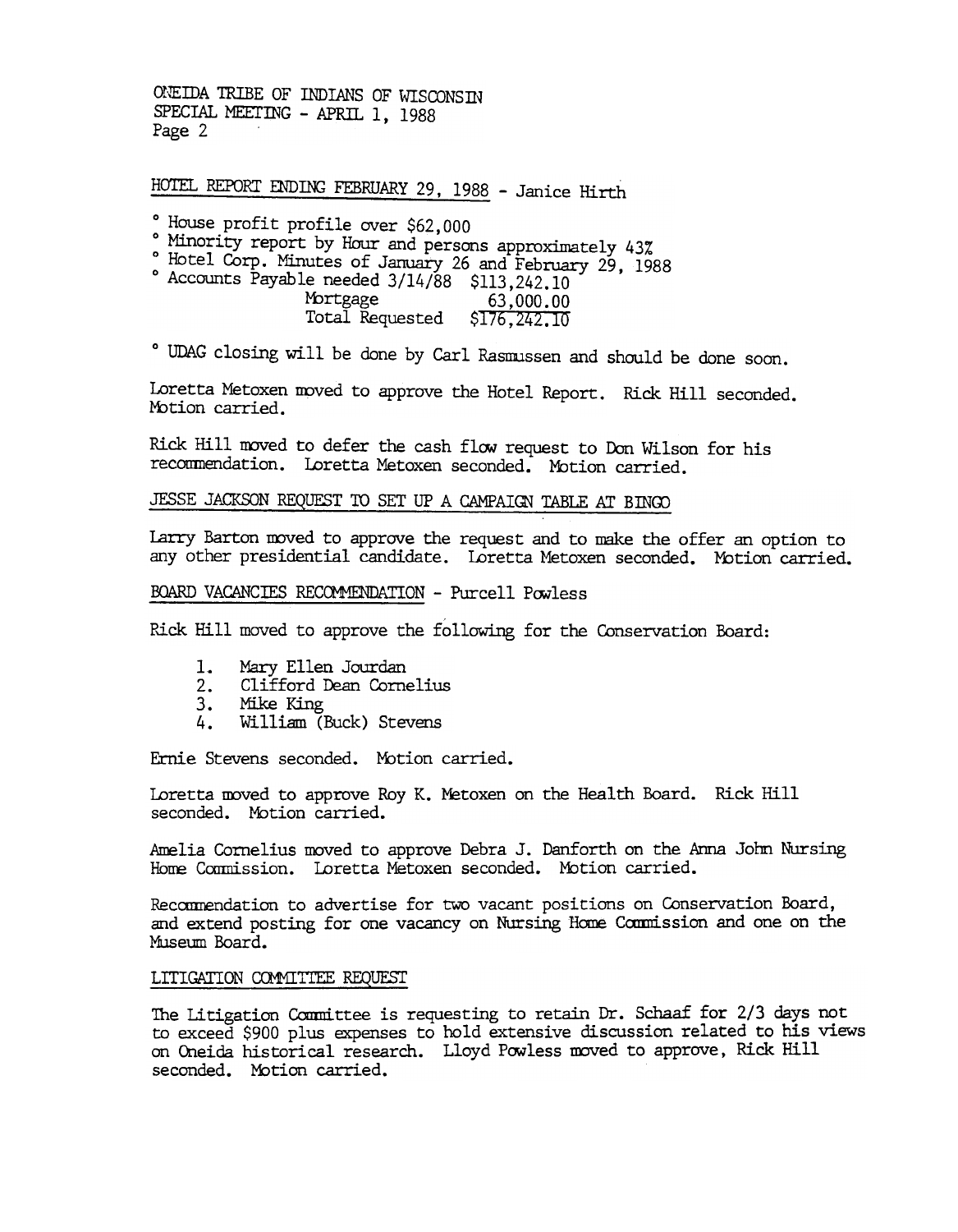ONEIDA TRIBE OF INDIANS OF WISCONSIN
SPECIAL MEETING - APRIL 1, 1988
Page 2

HOTEL REPORT ENDING FEBRUARY 29, 1988 - Janice Hirth

- House profit profile over $62,000
- Minority report by Hour and persons approximately 43%
- Hotel Corp. Minutes of January 26 and February 29, 1988
- Accounts Payable needed 3/14/88 $113,242.10

| | |
|---|---|
| Mortgage | 63,000.00 |
| Total Requested | $176,242.10 |

- UDAG closing will be done by Carl Rasmussen and should be done soon.

Loretta Metoxen moved to approve the Hotel Report. Rick Hill seconded. Motion carried.

Rick Hill moved to defer the cash flow request to Don Wilson for his recommendation. Loretta Metoxen seconded. Motion carried.

JESSE JACKSON REQUEST TO SET UP A CAMPAIGN TABLE AT BINGO

Larry Barton moved to approve the request and to make the offer an option to any other presidential candidate. Loretta Metoxen seconded. Motion carried.

BOARD VACANCIES RECOMMENDATION - Purcell Powless

Rick Hill moved to approve the following for the Conservation Board:

1. Mary Ellen Jourdan
2. Clifford Dean Cornelius
3. Mike King
4. William (Buck) Stevens

Ernie Stevens seconded. Motion carried.

Loretta moved to approve Roy K. Metoxen on the Health Board. Rick Hill seconded. Motion carried.

Amelia Cornelius moved to approve Debra J. Danforth on the Anna John Nursing Home Commission. Loretta Metoxen seconded. Motion carried.

Recommendation to advertise for two vacant positions on Conservation Board, and extend posting for one vacancy on Nursing Home Commission and one on the Museum Board.

LITIGATION COMMITTEE REQUEST

The Litigation Committee is requesting to retain Dr. Schaaf for 2/3 days not to exceed $900 plus expenses to hold extensive discussion related to his views on Oneida historical research. Lloyd Powless moved to approve, Rick Hill seconded. Motion carried.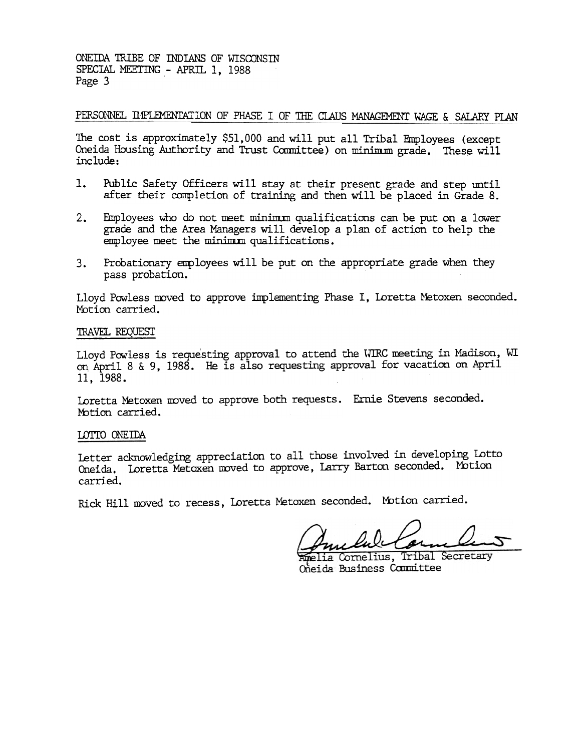ONEIDA TRIBE OF INDIANS OF WISCONSIN
SPECIAL MEETING - APRIL 1, 1988

PERSONNEL IMPLEMENTATION OF PHASE I OF THE CLAUS MANAGEMENT WAGE & SALARY PLAN

The cost is approximately $51,000 and will put all Tribal Employees (except Oneida Housing Authority and Trust Committee) on minimum grade. These will include:

1. Public Safety Officers will stay at their present grade and step until after their completion of training and then will be placed in Grade 8.

2. Employees who do not meet minimum qualifications can be put on a lower grade and the Area Managers will develop a plan of action to help the employee meet the minimum qualifications.

3. Probationary employees will be put on the appropriate grade when they pass probation.

Lloyd Powless moved to approve implementing Phase I, Loretta Metoxen seconded. Motion carried.

TRAVEL REQUEST

Lloyd Powless is requesting approval to attend the WIRC meeting in Madison, WI on April 8 & 9, 1988. He is also requesting approval for vacation on April 11, 1988.

Loretta Metoxen moved to approve both requests. Ernie Stevens seconded. Motion carried.

LOTTO ONEIDA

Letter acknowledging appreciation to all those involved in developing Lotto Oneida. Loretta Metoxen moved to approve, Larry Barton seconded. Motion carried.

Rick Hill moved to recess, Loretta Metoxen seconded. Motion carried.

Amelia Cornelius, Tribal Secretary
Oneida Business Committee